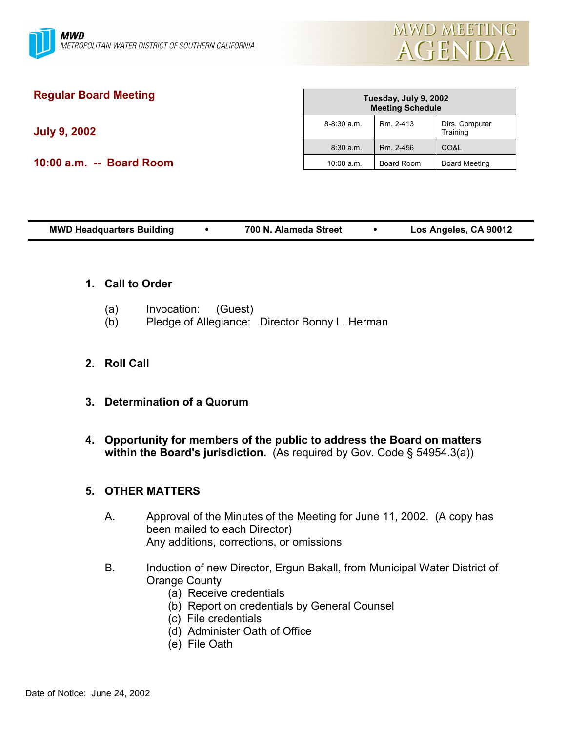**MWD**
METROPOLITAN WATER DISTRICT OF SOUTHERN CALIFORNIA

# MWD MEETING AGENDA

## Regular Board Meeting

**July 9, 2002**

**10:00 a.m. -- Board Room**

| Tuesday, July 9, 2002 Meeting Schedule | | |
|---|---|---|
| 8-8:30 a.m. | Rm. 2-413 | Dirs. Computer Training |
| 8:30 a.m. | Rm. 2-456 | CO&L |
| 10:00 a.m. | Board Room | Board Meeting |

**MWD Headquarters Building • 700 N. Alameda Street • Los Angeles, CA 90012**

**1. Call to Order**

(a) Invocation: (Guest)
(b) Pledge of Allegiance: Director Bonny L. Herman

**2. Roll Call**

**3. Determination of a Quorum**

**4. Opportunity for members of the public to address the Board on matters within the Board's jurisdiction.** (As required by Gov. Code § 54954.3(a))

**5. OTHER MATTERS**

A. Approval of the Minutes of the Meeting for June 11, 2002. (A copy has been mailed to each Director)
Any additions, corrections, or omissions

B. Induction of new Director, Ergun Bakall, from Municipal Water District of Orange County
 (a) Receive credentials
 (b) Report on credentials by General Counsel
 (c) File credentials
 (d) Administer Oath of Office
 (e) File Oath

Date of Notice: June 24, 2002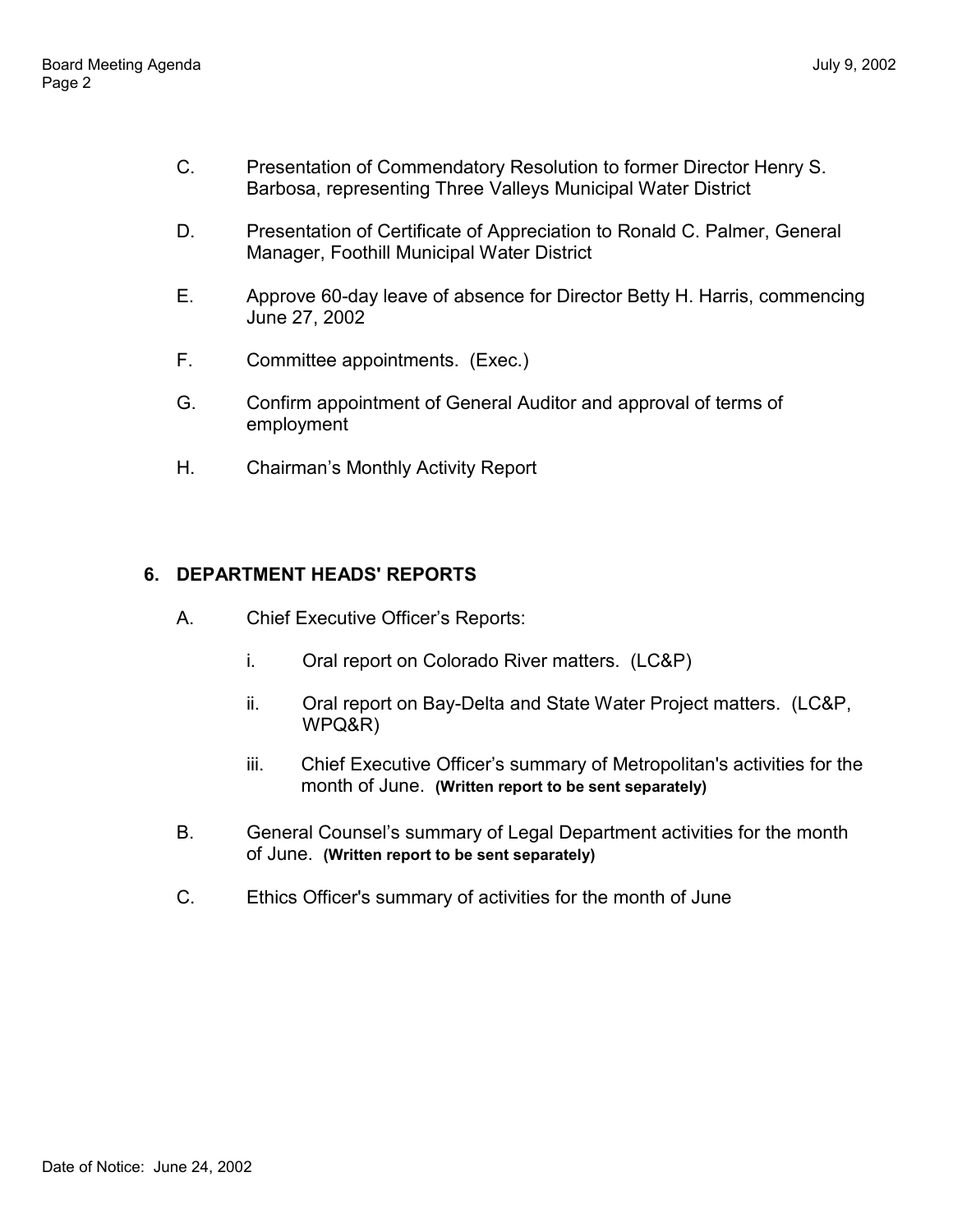C. Presentation of Commendatory Resolution to former Director Henry S. Barbosa, representing Three Valleys Municipal Water District

D. Presentation of Certificate of Appreciation to Ronald C. Palmer, General Manager, Foothill Municipal Water District

E. Approve 60-day leave of absence for Director Betty H. Harris, commencing June 27, 2002

F. Committee appointments. (Exec.)

G. Confirm appointment of General Auditor and approval of terms of employment

H. Chairman's Monthly Activity Report

## 6. DEPARTMENT HEADS' REPORTS

A. Chief Executive Officer's Reports:

   i. Oral report on Colorado River matters. (LC&P)

   ii. Oral report on Bay-Delta and State Water Project matters. (LC&P, WPQ&R)

   iii. Chief Executive Officer's summary of Metropolitan's activities for the month of June. **(Written report to be sent separately)**

B. General Counsel's summary of Legal Department activities for the month of June. **(Written report to be sent separately)**

C. Ethics Officer's summary of activities for the month of June

Date of Notice: June 24, 2002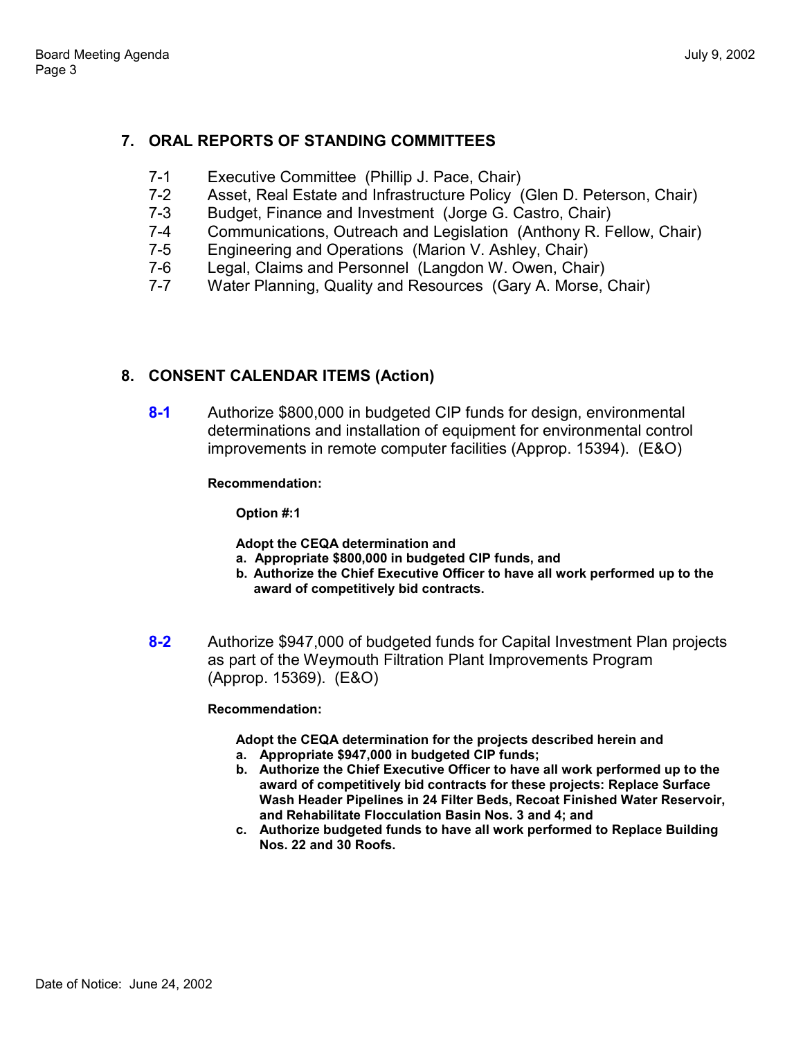## 7. ORAL REPORTS OF STANDING COMMITTEES

- 7-1 Executive Committee (Phillip J. Pace, Chair)
- 7-2 Asset, Real Estate and Infrastructure Policy (Glen D. Peterson, Chair)
- 7-3 Budget, Finance and Investment (Jorge G. Castro, Chair)
- 7-4 Communications, Outreach and Legislation (Anthony R. Fellow, Chair)
- 7-5 Engineering and Operations (Marion V. Ashley, Chair)
- 7-6 Legal, Claims and Personnel (Langdon W. Owen, Chair)
- 7-7 Water Planning, Quality and Resources (Gary A. Morse, Chair)

## 8. CONSENT CALENDAR ITEMS (Action)

**8-1** Authorize $800,000 in budgeted CIP funds for design, environmental determinations and installation of equipment for environmental control improvements in remote computer facilities (Approp. 15394). (E&O)

**Recommendation:**

**Option #:1**

**Adopt the CEQA determination and**

**a. Appropriate $800,000 in budgeted CIP funds, and**

**b. Authorize the Chief Executive Officer to have all work performed up to the award of competitively bid contracts.**

**8-2** Authorize $947,000 of budgeted funds for Capital Investment Plan projects as part of the Weymouth Filtration Plant Improvements Program (Approp. 15369). (E&O)

**Recommendation:**

**Adopt the CEQA determination for the projects described herein and**

**a. Appropriate $947,000 in budgeted CIP funds;**

**b. Authorize the Chief Executive Officer to have all work performed up to the award of competitively bid contracts for these projects: Replace Surface Wash Header Pipelines in 24 Filter Beds, Recoat Finished Water Reservoir, and Rehabilitate Flocculation Basin Nos. 3 and 4; and**

**c. Authorize budgeted funds to have all work performed to Replace Building Nos. 22 and 30 Roofs.**

Date of Notice: June 24, 2002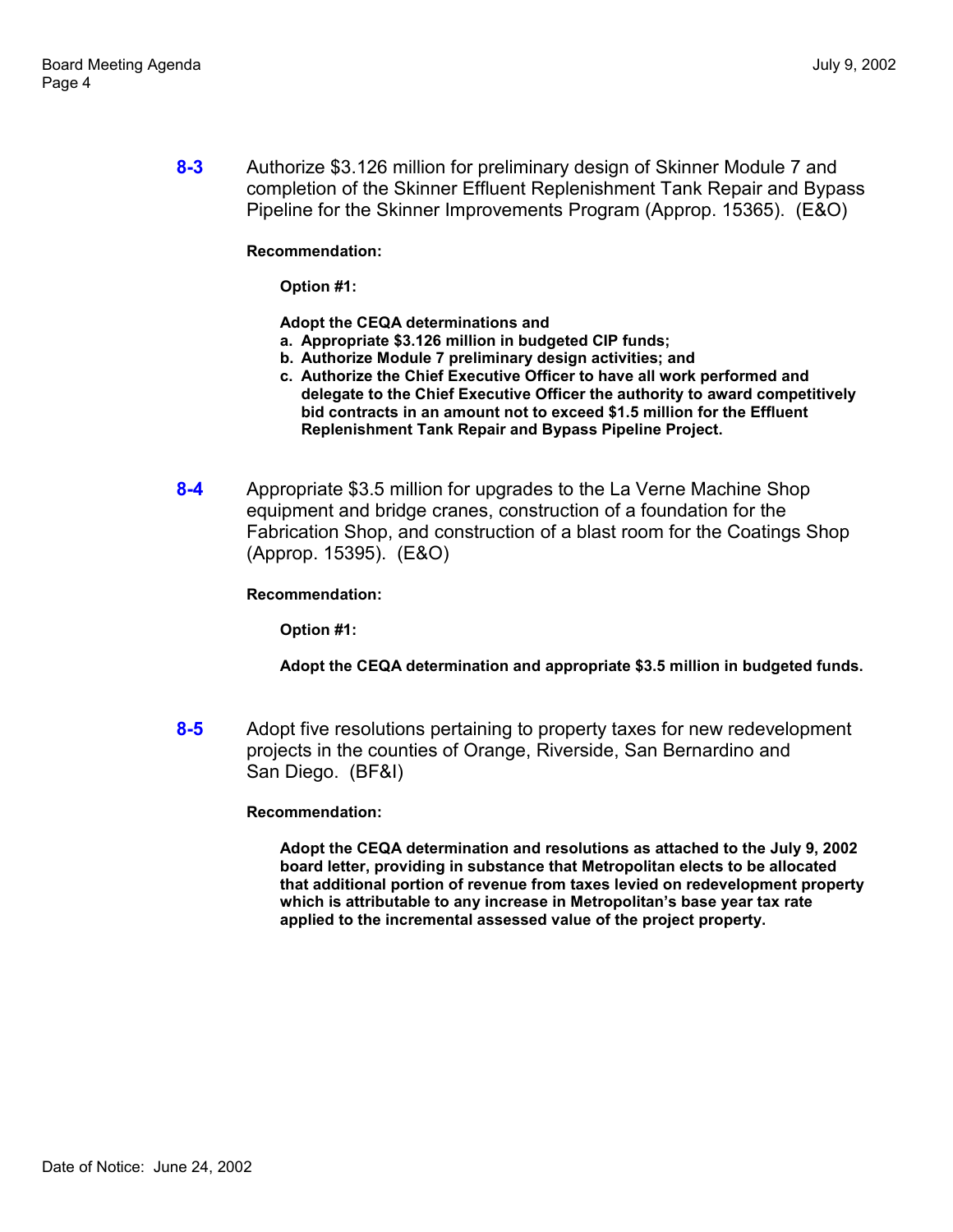**8-3** Authorize $3.126 million for preliminary design of Skinner Module 7 and completion of the Skinner Effluent Replenishment Tank Repair and Bypass Pipeline for the Skinner Improvements Program (Approp. 15365). (E&O)

**Recommendation:**

**Option #1:**

**Adopt the CEQA determinations and**

**a. Appropriate $3.126 million in budgeted CIP funds;**
**b. Authorize Module 7 preliminary design activities; and**
**c. Authorize the Chief Executive Officer to have all work performed and delegate to the Chief Executive Officer the authority to award competitively bid contracts in an amount not to exceed $1.5 million for the Effluent Replenishment Tank Repair and Bypass Pipeline Project.**

**8-4** Appropriate $3.5 million for upgrades to the La Verne Machine Shop equipment and bridge cranes, construction of a foundation for the Fabrication Shop, and construction of a blast room for the Coatings Shop (Approp. 15395). (E&O)

**Recommendation:**

**Option #1:**

**Adopt the CEQA determination and appropriate $3.5 million in budgeted funds.**

**8-5** Adopt five resolutions pertaining to property taxes for new redevelopment projects in the counties of Orange, Riverside, San Bernardino and San Diego. (BF&I)

**Recommendation:**

**Adopt the CEQA determination and resolutions as attached to the July 9, 2002 board letter, providing in substance that Metropolitan elects to be allocated that additional portion of revenue from taxes levied on redevelopment property which is attributable to any increase in Metropolitan's base year tax rate applied to the incremental assessed value of the project property.**

Date of Notice: June 24, 2002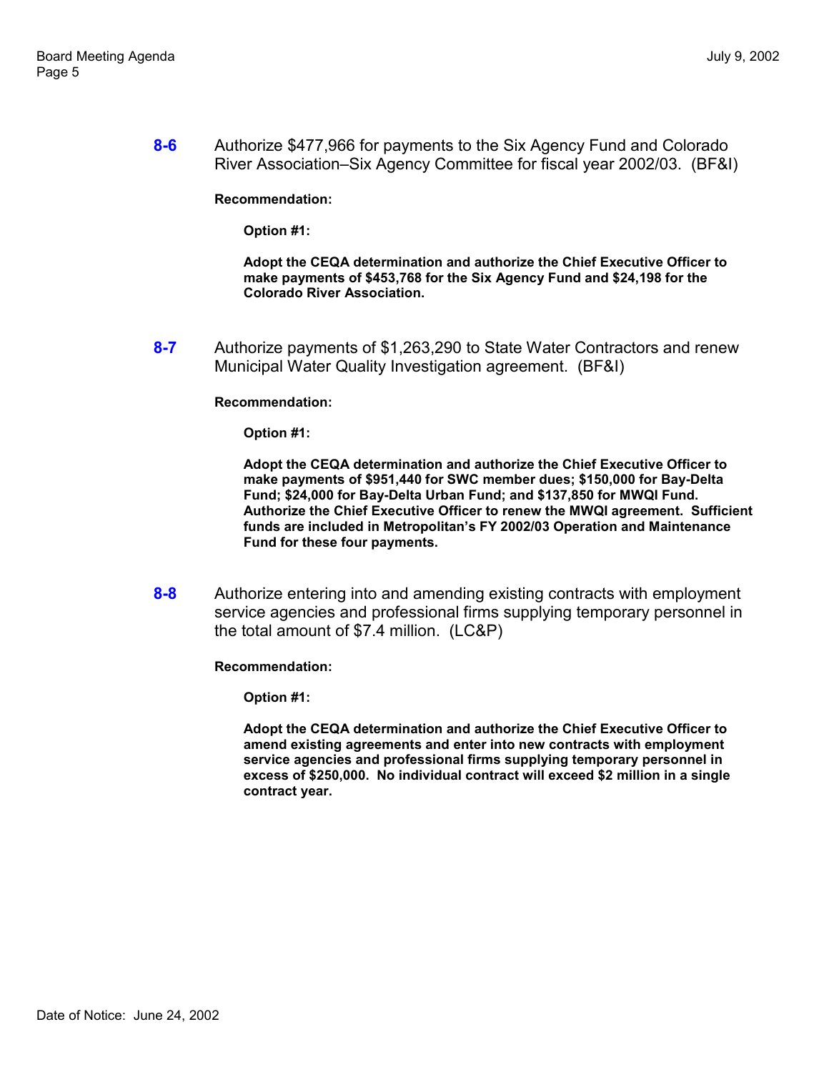**8-6** Authorize $477,966 for payments to the Six Agency Fund and Colorado River Association–Six Agency Committee for fiscal year 2002/03. (BF&I)

**Recommendation:**

**Option #1:**

**Adopt the CEQA determination and authorize the Chief Executive Officer to make payments of $453,768 for the Six Agency Fund and $24,198 for the Colorado River Association.**

**8-7** Authorize payments of $1,263,290 to State Water Contractors and renew Municipal Water Quality Investigation agreement. (BF&I)

**Recommendation:**

**Option #1:**

**Adopt the CEQA determination and authorize the Chief Executive Officer to make payments of $951,440 for SWC member dues; $150,000 for Bay-Delta Fund; $24,000 for Bay-Delta Urban Fund; and $137,850 for MWQI Fund. Authorize the Chief Executive Officer to renew the MWQI agreement. Sufficient funds are included in Metropolitan's FY 2002/03 Operation and Maintenance Fund for these four payments.**

**8-8** Authorize entering into and amending existing contracts with employment service agencies and professional firms supplying temporary personnel in the total amount of $7.4 million. (LC&P)

**Recommendation:**

**Option #1:**

**Adopt the CEQA determination and authorize the Chief Executive Officer to amend existing agreements and enter into new contracts with employment service agencies and professional firms supplying temporary personnel in excess of $250,000. No individual contract will exceed $2 million in a single contract year.**

Date of Notice: June 24, 2002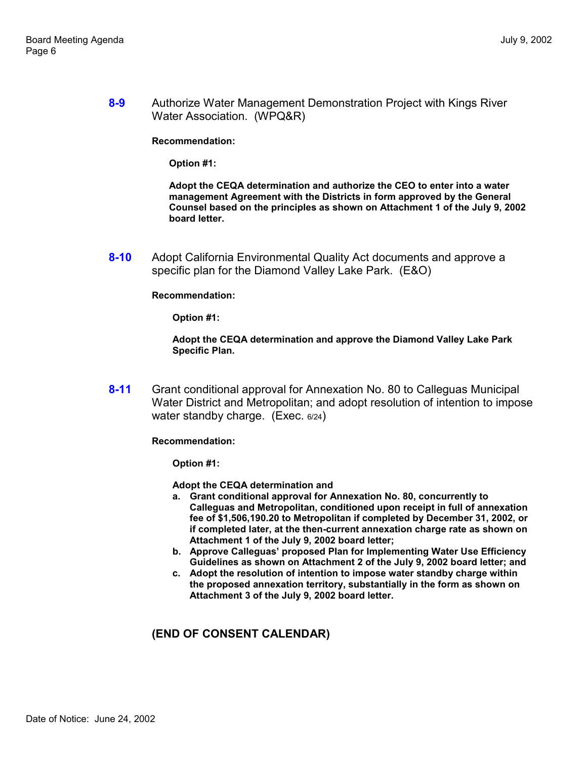**8-9** Authorize Water Management Demonstration Project with Kings River Water Association. (WPQ&R)

**Recommendation:**

**Option #1:**

**Adopt the CEQA determination and authorize the CEO to enter into a water management Agreement with the Districts in form approved by the General Counsel based on the principles as shown on Attachment 1 of the July 9, 2002 board letter.**

**8-10** Adopt California Environmental Quality Act documents and approve a specific plan for the Diamond Valley Lake Park. (E&O)

**Recommendation:**

**Option #1:**

**Adopt the CEQA determination and approve the Diamond Valley Lake Park Specific Plan.**

**8-11** Grant conditional approval for Annexation No. 80 to Calleguas Municipal Water District and Metropolitan; and adopt resolution of intention to impose water standby charge. (Exec. 6/24)

**Recommendation:**

**Option #1:**

**Adopt the CEQA determination and**

**a. Grant conditional approval for Annexation No. 80, concurrently to Calleguas and Metropolitan, conditioned upon receipt in full of annexation fee of $1,506,190.20 to Metropolitan if completed by December 31, 2002, or if completed later, at the then-current annexation charge rate as shown on Attachment 1 of the July 9, 2002 board letter;**

**b. Approve Calleguas' proposed Plan for Implementing Water Use Efficiency Guidelines as shown on Attachment 2 of the July 9, 2002 board letter; and**

**c. Adopt the resolution of intention to impose water standby charge within the proposed annexation territory, substantially in the form as shown on Attachment 3 of the July 9, 2002 board letter.**

**(END OF CONSENT CALENDAR)**

Date of Notice: June 24, 2002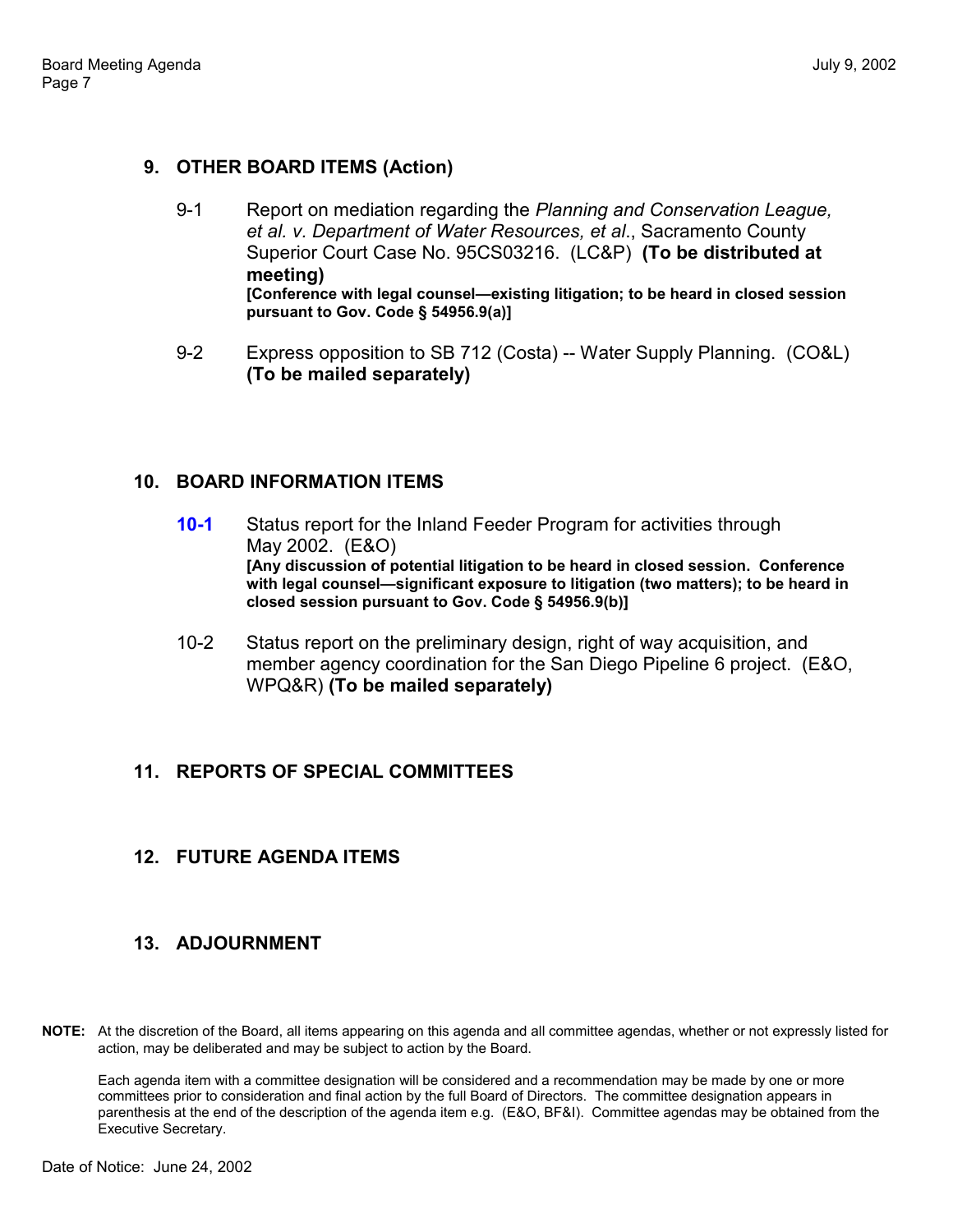## 9. OTHER BOARD ITEMS (Action)

9-1 Report on mediation regarding the *Planning and Conservation League, et al. v. Department of Water Resources, et al*., Sacramento County Superior Court Case No. 95CS03216. (LC&P) **(To be distributed at meeting)**
**[Conference with legal counsel—existing litigation; to be heard in closed session pursuant to Gov. Code § 54956.9(a)]**

9-2 Express opposition to SB 712 (Costa) -- Water Supply Planning. (CO&L) **(To be mailed separately)**

## 10. BOARD INFORMATION ITEMS

**10-1** Status report for the Inland Feeder Program for activities through May 2002. (E&O)
**[Any discussion of potential litigation to be heard in closed session. Conference with legal counsel—significant exposure to litigation (two matters); to be heard in closed session pursuant to Gov. Code § 54956.9(b)]**

10-2 Status report on the preliminary design, right of way acquisition, and member agency coordination for the San Diego Pipeline 6 project. (E&O, WPQ&R) **(To be mailed separately)**

## 11. REPORTS OF SPECIAL COMMITTEES

## 12. FUTURE AGENDA ITEMS

## 13. ADJOURNMENT

**NOTE:** At the discretion of the Board, all items appearing on this agenda and all committee agendas, whether or not expressly listed for action, may be deliberated and may be subject to action by the Board.

Each agenda item with a committee designation will be considered and a recommendation may be made by one or more committees prior to consideration and final action by the full Board of Directors. The committee designation appears in parenthesis at the end of the description of the agenda item e.g. (E&O, BF&I). Committee agendas may be obtained from the Executive Secretary.

Date of Notice: June 24, 2002